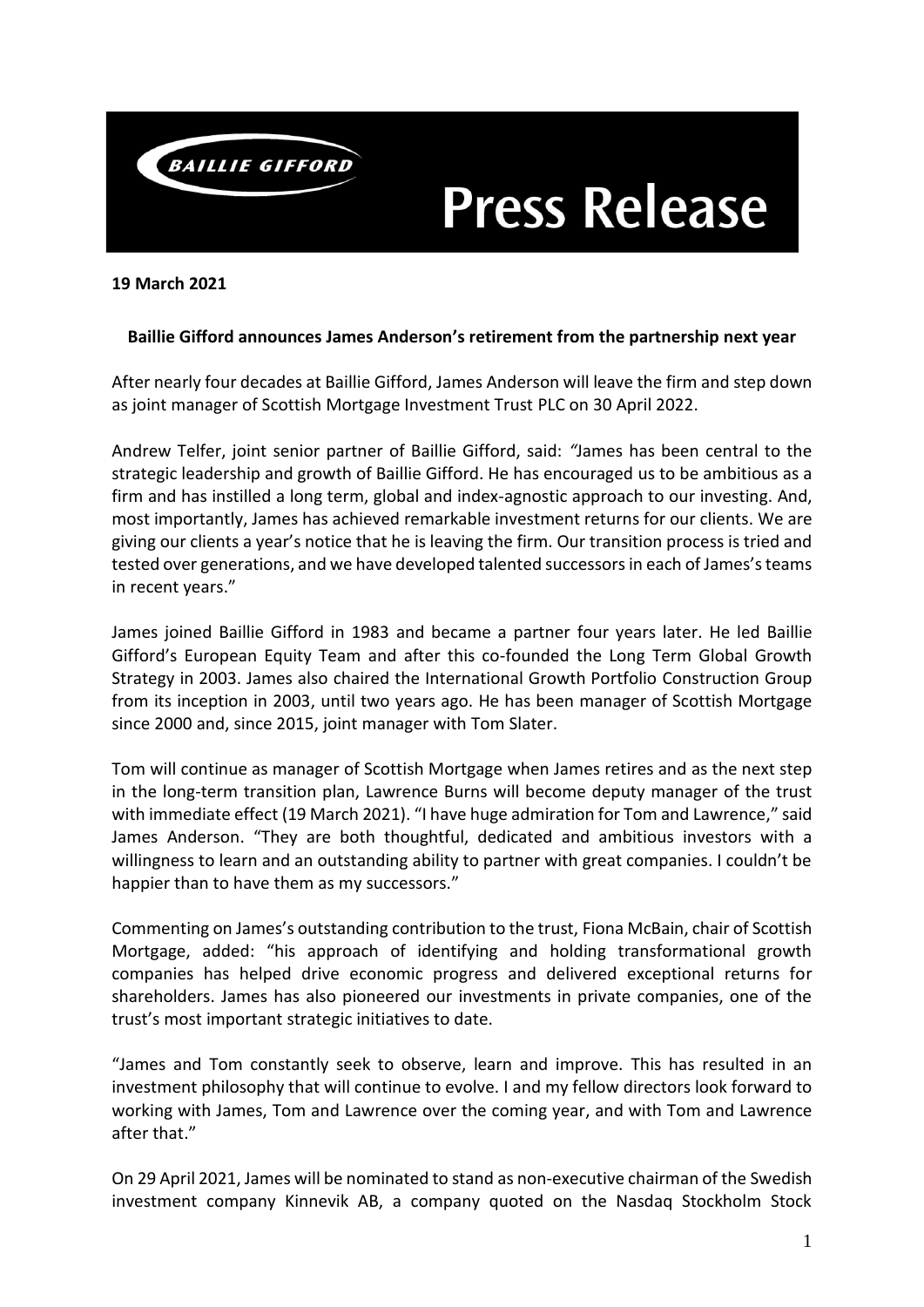**BAILLIE GIFFORD**

# Press Release

**19 March 2021**

**Baillie Gifford announces James Anderson's retirement from the partnership next year**

After nearly four decades at Baillie Gifford, James Anderson will leave the firm and step down as joint manager of Scottish Mortgage Investment Trust PLC on 30 April 2022.

Andrew Telfer, joint senior partner of Baillie Gifford, said: *"*James has been central to the strategic leadership and growth of Baillie Gifford. He has encouraged us to be ambitious as a firm and has instilled a long term, global and index-agnostic approach to our investing. And, most importantly, James has achieved remarkable investment returns for our clients. We are giving our clients a year's notice that he is leaving the firm. Our transition process is tried and tested over generations, and we have developed talented successors in each of James's teams in recent years."

James joined Baillie Gifford in 1983 and became a partner four years later. He led Baillie Gifford's European Equity Team and after this co-founded the Long Term Global Growth Strategy in 2003. James also chaired the International Growth Portfolio Construction Group from its inception in 2003, until two years ago. He has been manager of Scottish Mortgage since 2000 and, since 2015, joint manager with Tom Slater.

Tom will continue as manager of Scottish Mortgage when James retires and as the next step in the long-term transition plan, Lawrence Burns will become deputy manager of the trust with immediate effect (19 March 2021). "I have huge admiration for Tom and Lawrence," said James Anderson. "They are both thoughtful, dedicated and ambitious investors with a willingness to learn and an outstanding ability to partner with great companies. I couldn't be happier than to have them as my successors."

Commenting on James's outstanding contribution to the trust, Fiona McBain, chair of Scottish Mortgage, added: "his approach of identifying and holding transformational growth companies has helped drive economic progress and delivered exceptional returns for shareholders. James has also pioneered our investments in private companies, one of the trust's most important strategic initiatives to date.

"James and Tom constantly seek to observe, learn and improve. This has resulted in an investment philosophy that will continue to evolve. I and my fellow directors look forward to working with James, Tom and Lawrence over the coming year, and with Tom and Lawrence after that."

On 29 April 2021, James will be nominated to stand as non-executive chairman of the Swedish investment company Kinnevik AB, a company quoted on the Nasdaq Stockholm Stock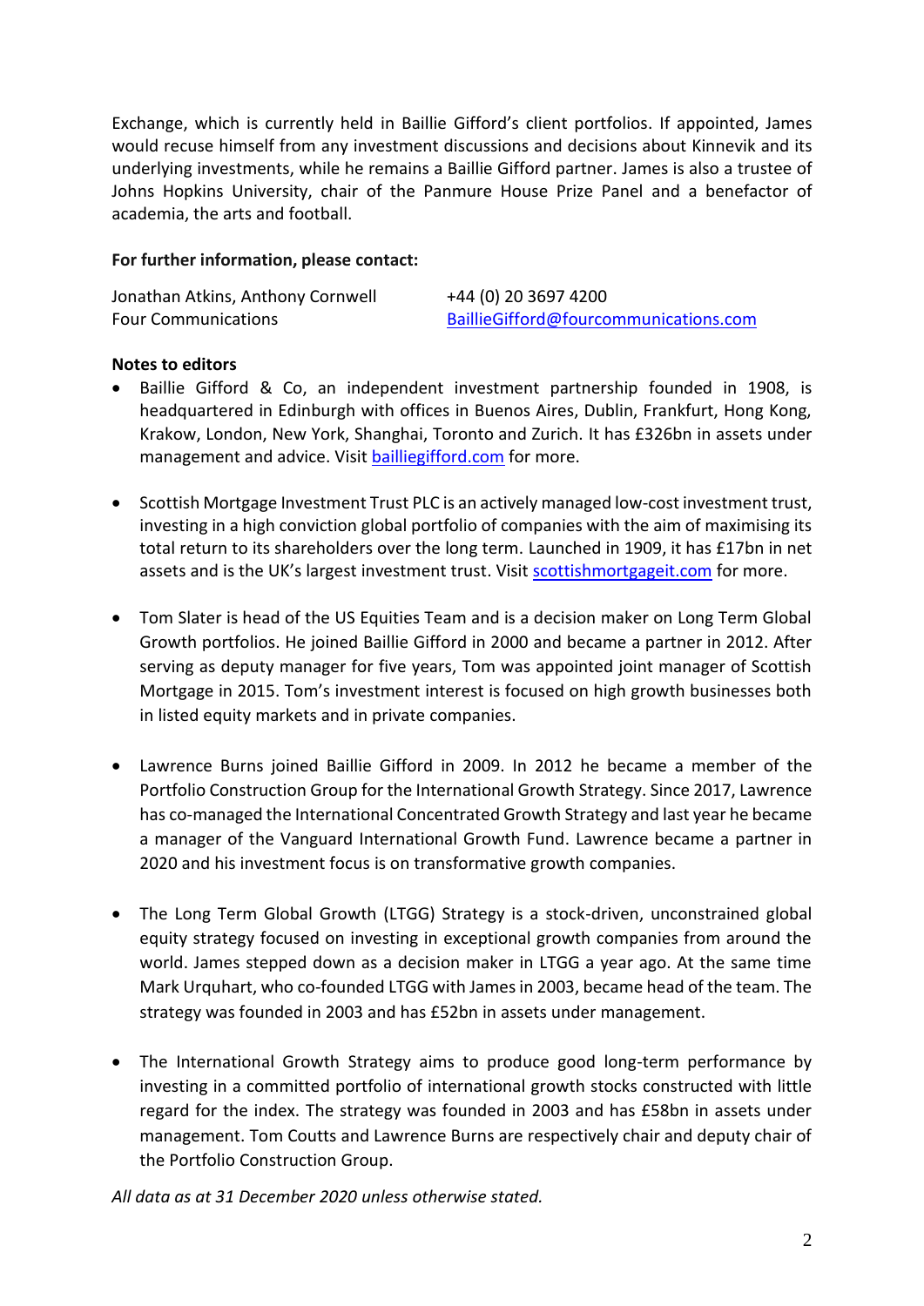Exchange, which is currently held in Baillie Gifford's client portfolios. If appointed, James would recuse himself from any investment discussions and decisions about Kinnevik and its underlying investments, while he remains a Baillie Gifford partner. James is also a trustee of Johns Hopkins University, chair of the Panmure House Prize Panel and a benefactor of academia, the arts and football.

**For further information, please contact:**

| Jonathan Atkins, Anthony Cornwell | +44 (0) 20 3697 4200 |
|---|---|
| Four Communications | [BaillieGifford@fourcommunications.com](mailto:BaillieGifford@fourcommunications.com) |

**Notes to editors**

- Baillie Gifford & Co, an independent investment partnership founded in 1908, is headquartered in Edinburgh with offices in Buenos Aires, Dublin, Frankfurt, Hong Kong, Krakow, London, New York, Shanghai, Toronto and Zurich. It has £326bn in assets under management and advice. Visit [bailliegifford.com](http://bailliegifford.com) for more.

- Scottish Mortgage Investment Trust PLC is an actively managed low-cost investment trust, investing in a high conviction global portfolio of companies with the aim of maximising its total return to its shareholders over the long term. Launched in 1909, it has £17bn in net assets and is the UK's largest investment trust. Visit [scottishmortgageit.com](http://scottishmortgageit.com) for more.

- Tom Slater is head of the US Equities Team and is a decision maker on Long Term Global Growth portfolios. He joined Baillie Gifford in 2000 and became a partner in 2012. After serving as deputy manager for five years, Tom was appointed joint manager of Scottish Mortgage in 2015. Tom's investment interest is focused on high growth businesses both in listed equity markets and in private companies.

- Lawrence Burns joined Baillie Gifford in 2009. In 2012 he became a member of the Portfolio Construction Group for the International Growth Strategy. Since 2017, Lawrence has co-managed the International Concentrated Growth Strategy and last year he became a manager of the Vanguard International Growth Fund. Lawrence became a partner in 2020 and his investment focus is on transformative growth companies.

- The Long Term Global Growth (LTGG) Strategy is a stock-driven, unconstrained global equity strategy focused on investing in exceptional growth companies from around the world. James stepped down as a decision maker in LTGG a year ago. At the same time Mark Urquhart, who co-founded LTGG with James in 2003, became head of the team. The strategy was founded in 2003 and has £52bn in assets under management.

- The International Growth Strategy aims to produce good long-term performance by investing in a committed portfolio of international growth stocks constructed with little regard for the index. The strategy was founded in 2003 and has £58bn in assets under management. Tom Coutts and Lawrence Burns are respectively chair and deputy chair of the Portfolio Construction Group.

*All data as at 31 December 2020 unless otherwise stated.*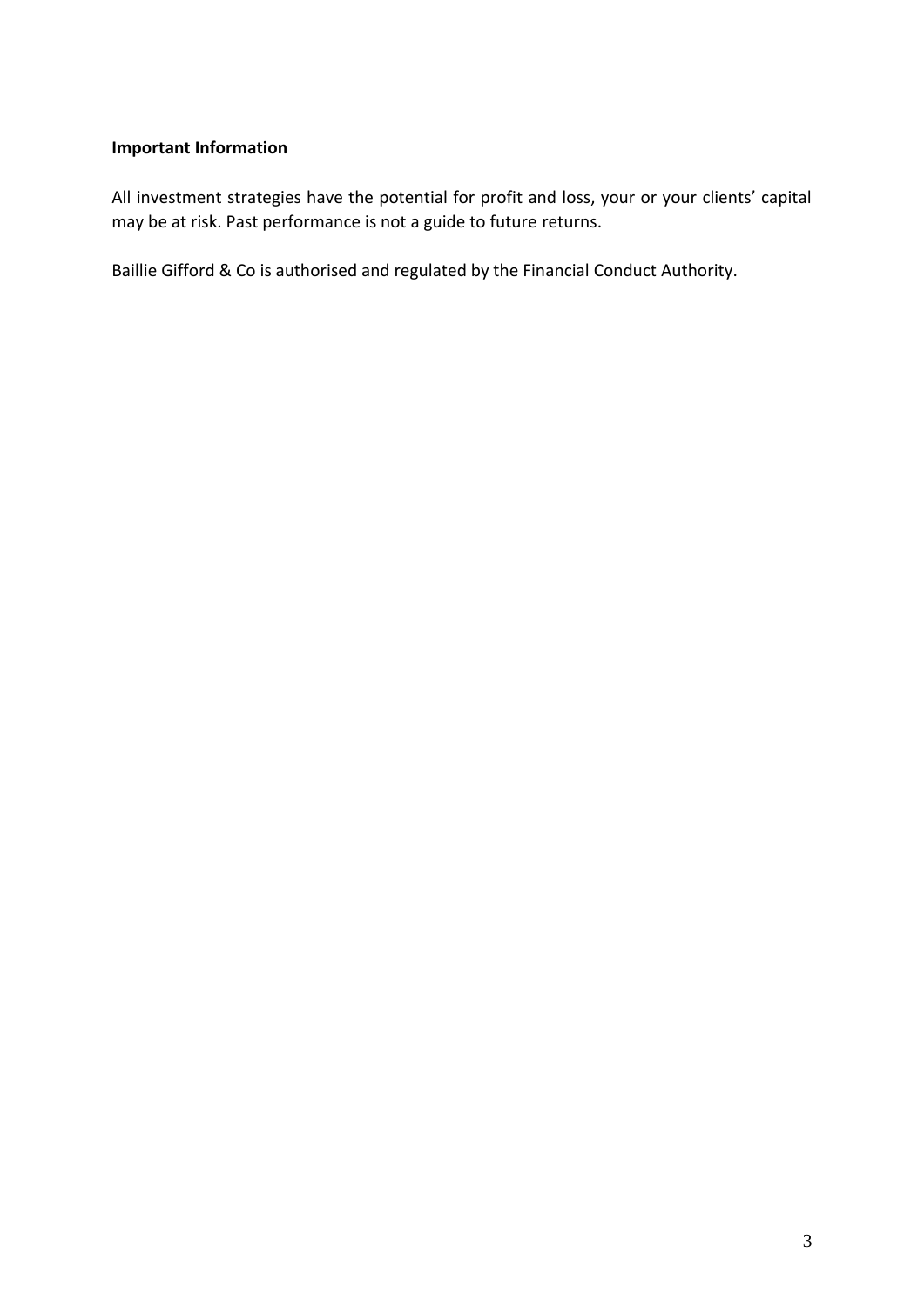**Important Information**

All investment strategies have the potential for profit and loss, your or your clients' capital may be at risk. Past performance is not a guide to future returns.

Baillie Gifford & Co is authorised and regulated by the Financial Conduct Authority.